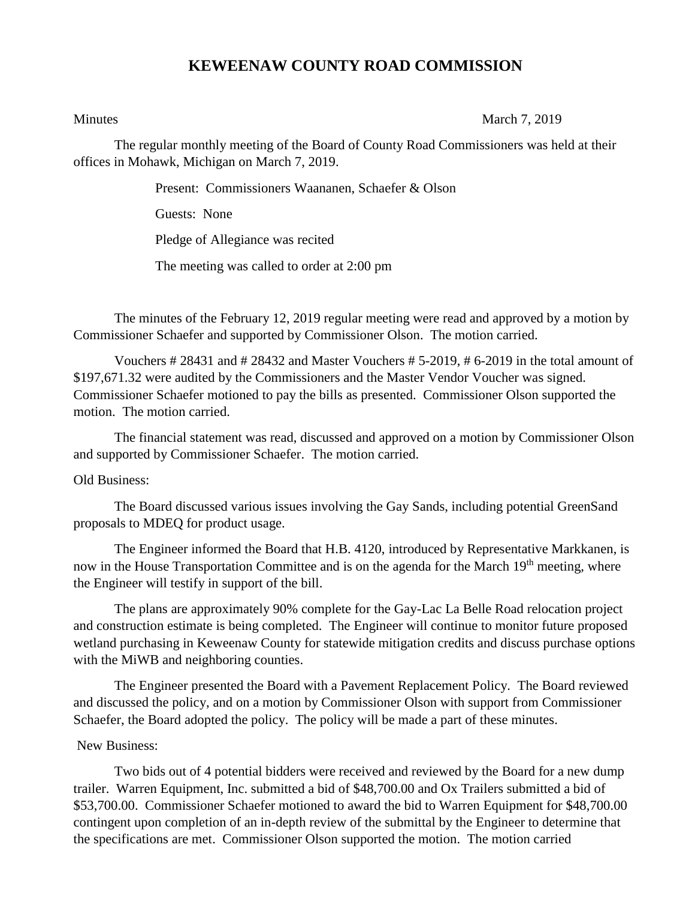# KEWEENAW COUNTY ROAD COMMISSION

Minutes March 7, 2019

The regular monthly meeting of the Board of County Road Commissioners was held at their offices in Mohawk, Michigan on March 7, 2019.

Present: Commissioners Waananen, Schaefer & Olson

Guests: None

Pledge of Allegiance was recited

The meeting was called to order at 2:00 pm

The minutes of the February 12, 2019 regular meeting were read and approved by a motion by Commissioner Schaefer and supported by Commissioner Olson. The motion carried.

Vouchers # 28431 and # 28432 and Master Vouchers # 5-2019, # 6-2019 in the total amount of $197,671.32 were audited by the Commissioners and the Master Vendor Voucher was signed. Commissioner Schaefer motioned to pay the bills as presented. Commissioner Olson supported the motion. The motion carried.

The financial statement was read, discussed and approved on a motion by Commissioner Olson and supported by Commissioner Schaefer. The motion carried.

Old Business:

The Board discussed various issues involving the Gay Sands, including potential GreenSand proposals to MDEQ for product usage.

The Engineer informed the Board that H.B. 4120, introduced by Representative Markkanen, is now in the House Transportation Committee and is on the agenda for the March 19th meeting, where the Engineer will testify in support of the bill.

The plans are approximately 90% complete for the Gay-Lac La Belle Road relocation project and construction estimate is being completed. The Engineer will continue to monitor future proposed wetland purchasing in Keweenaw County for statewide mitigation credits and discuss purchase options with the MiWB and neighboring counties.

The Engineer presented the Board with a Pavement Replacement Policy. The Board reviewed and discussed the policy, and on a motion by Commissioner Olson with support from Commissioner Schaefer, the Board adopted the policy. The policy will be made a part of these minutes.

New Business:

Two bids out of 4 potential bidders were received and reviewed by the Board for a new dump trailer. Warren Equipment, Inc. submitted a bid of $48,700.00 and Ox Trailers submitted a bid of $53,700.00. Commissioner Schaefer motioned to award the bid to Warren Equipment for $48,700.00 contingent upon completion of an in-depth review of the submittal by the Engineer to determine that the specifications are met. Commissioner Olson supported the motion. The motion carried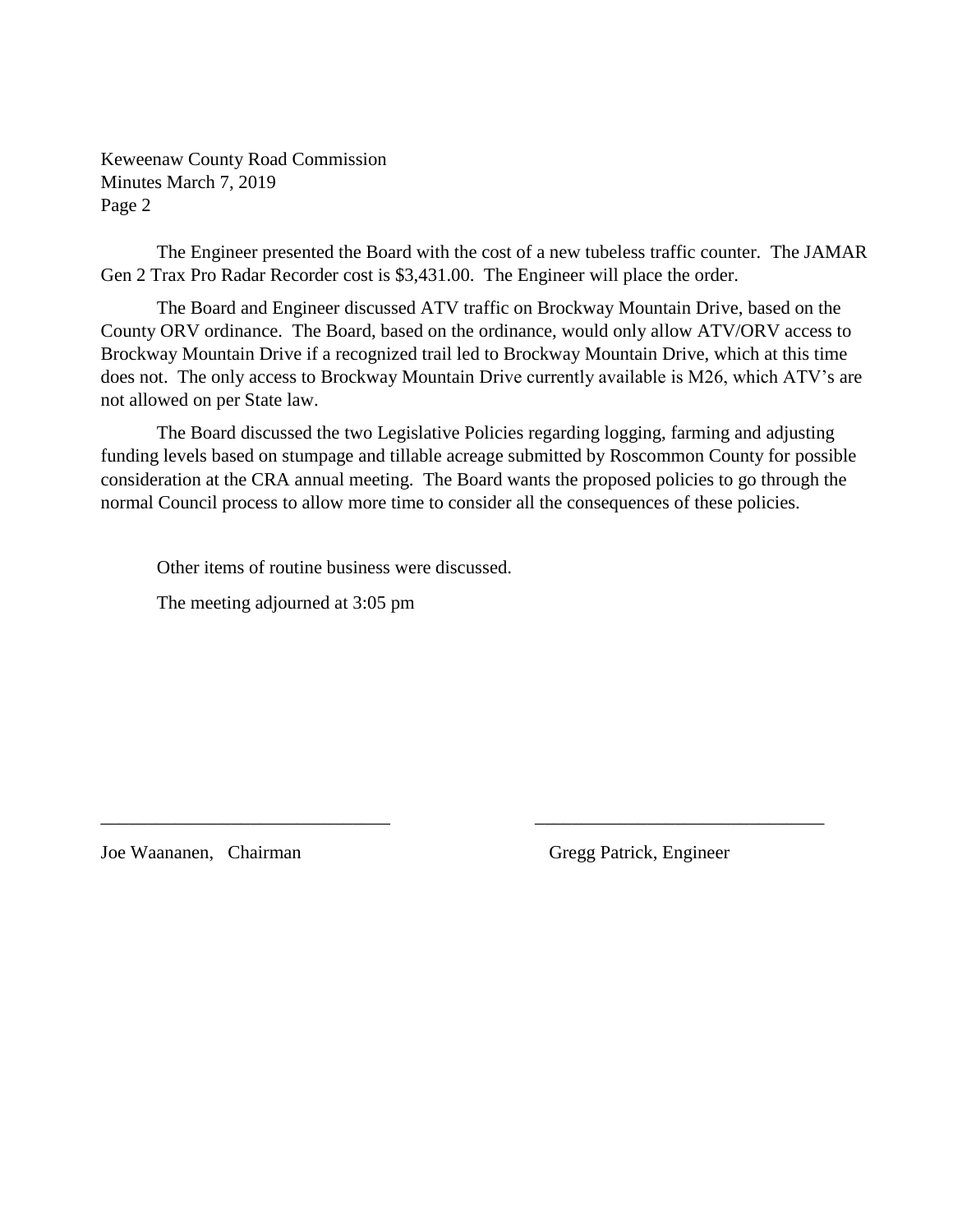The Engineer presented the Board with the cost of a new tubeless traffic counter. The JAMAR Gen 2 Trax Pro Radar Recorder cost is $3,431.00. The Engineer will place the order.

The Board and Engineer discussed ATV traffic on Brockway Mountain Drive, based on the County ORV ordinance. The Board, based on the ordinance, would only allow ATV/ORV access to Brockway Mountain Drive if a recognized trail led to Brockway Mountain Drive, which at this time does not. The only access to Brockway Mountain Drive currently available is M26, which ATV's are not allowed on per State law.

The Board discussed the two Legislative Policies regarding logging, farming and adjusting funding levels based on stumpage and tillable acreage submitted by Roscommon County for possible consideration at the CRA annual meeting. The Board wants the proposed policies to go through the normal Council process to allow more time to consider all the consequences of these policies.

Other items of routine business were discussed.

The meeting adjourned at 3:05 pm

_______________________________ _______________________________

Joe Waananen, Chairman Gregg Patrick, Engineer